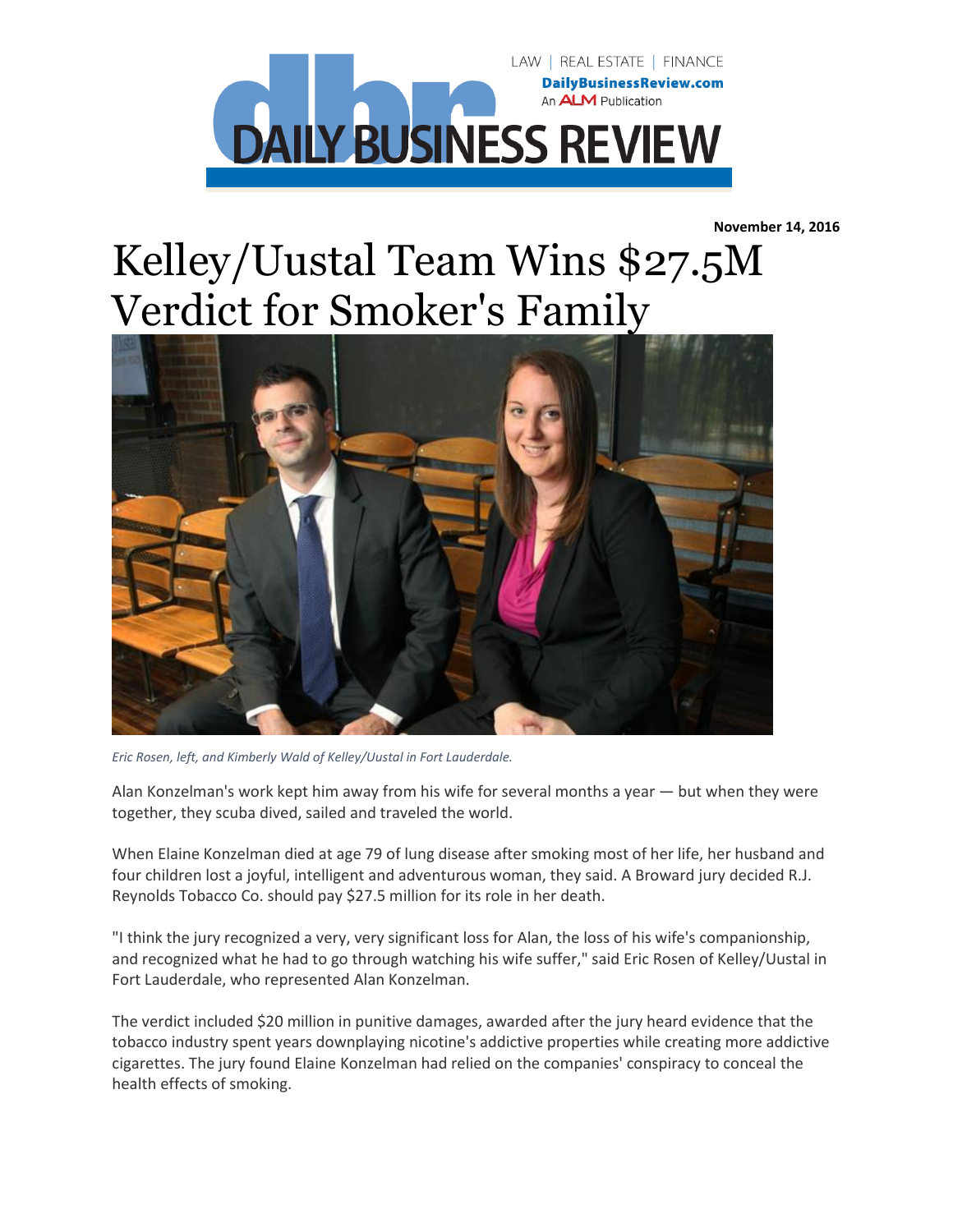LAW | REAL ESTATE | FINANCE

DailyBusinessReview.com

An ALM Publication

DAILY BUSINESS REVIEW

**November 14, 2016**

# Kelley/Uustal Team Wins $27.5M Verdict for Smoker's Family

*Eric Rosen, left, and Kimberly Wald of Kelley/Uustal in Fort Lauderdale.*

Alan Konzelman's work kept him away from his wife for several months a year — but when they were together, they scuba dived, sailed and traveled the world.

When Elaine Konzelman died at age 79 of lung disease after smoking most of her life, her husband and four children lost a joyful, intelligent and adventurous woman, they said. A Broward jury decided R.J. Reynolds Tobacco Co. should pay $27.5 million for its role in her death.

"I think the jury recognized a very, very significant loss for Alan, the loss of his wife's companionship, and recognized what he had to go through watching his wife suffer," said Eric Rosen of Kelley/Uustal in Fort Lauderdale, who represented Alan Konzelman.

The verdict included $20 million in punitive damages, awarded after the jury heard evidence that the tobacco industry spent years downplaying nicotine's addictive properties while creating more addictive cigarettes. The jury found Elaine Konzelman had relied on the companies' conspiracy to conceal the health effects of smoking.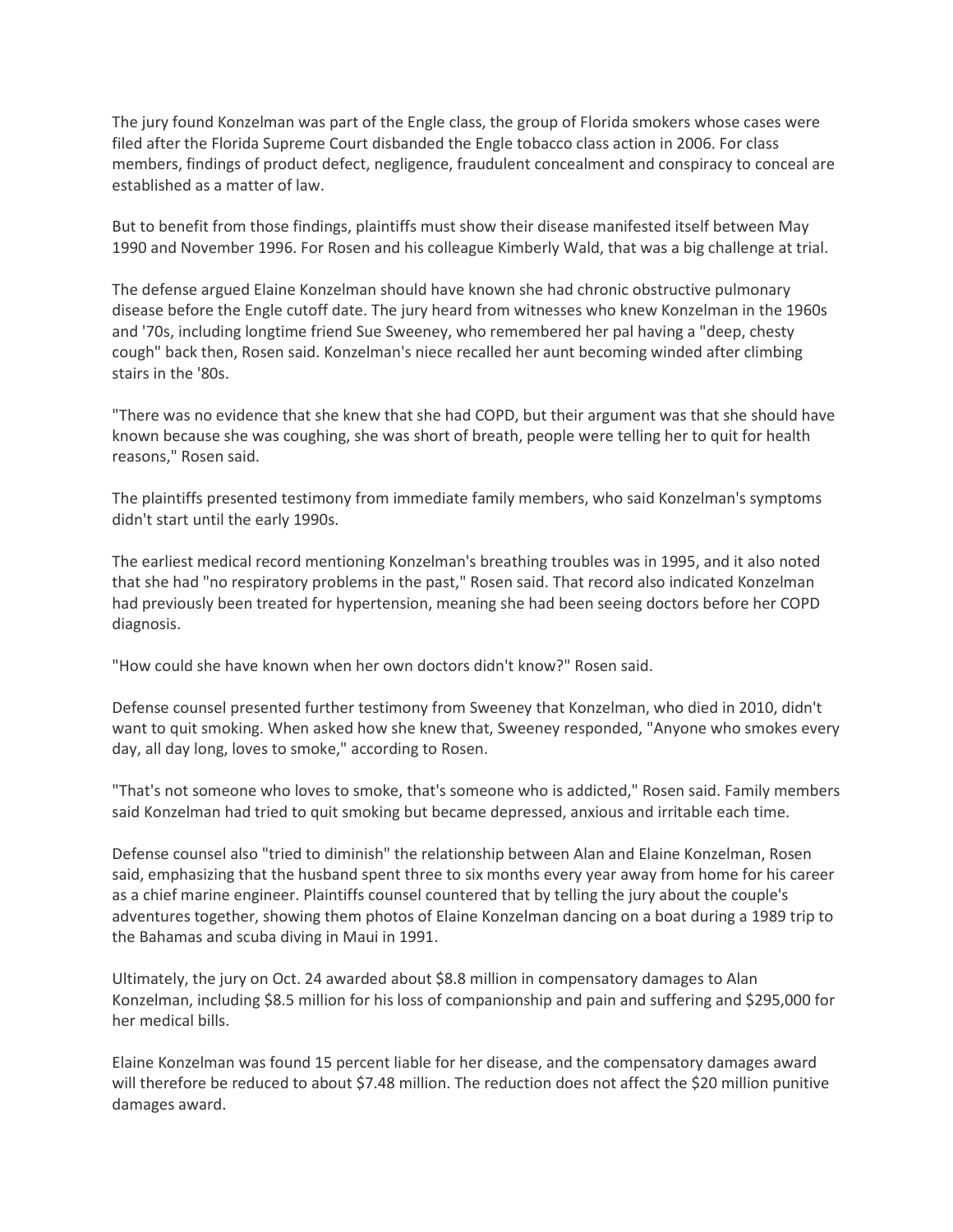The jury found Konzelman was part of the Engle class, the group of Florida smokers whose cases were filed after the Florida Supreme Court disbanded the Engle tobacco class action in 2006. For class members, findings of product defect, negligence, fraudulent concealment and conspiracy to conceal are established as a matter of law.

But to benefit from those findings, plaintiffs must show their disease manifested itself between May 1990 and November 1996. For Rosen and his colleague Kimberly Wald, that was a big challenge at trial.

The defense argued Elaine Konzelman should have known she had chronic obstructive pulmonary disease before the Engle cutoff date. The jury heard from witnesses who knew Konzelman in the 1960s and '70s, including longtime friend Sue Sweeney, who remembered her pal having a "deep, chesty cough" back then, Rosen said. Konzelman's niece recalled her aunt becoming winded after climbing stairs in the '80s.

"There was no evidence that she knew that she had COPD, but their argument was that she should have known because she was coughing, she was short of breath, people were telling her to quit for health reasons," Rosen said.

The plaintiffs presented testimony from immediate family members, who said Konzelman's symptoms didn't start until the early 1990s.

The earliest medical record mentioning Konzelman's breathing troubles was in 1995, and it also noted that she had "no respiratory problems in the past," Rosen said. That record also indicated Konzelman had previously been treated for hypertension, meaning she had been seeing doctors before her COPD diagnosis.

"How could she have known when her own doctors didn't know?" Rosen said.

Defense counsel presented further testimony from Sweeney that Konzelman, who died in 2010, didn't want to quit smoking. When asked how she knew that, Sweeney responded, "Anyone who smokes every day, all day long, loves to smoke," according to Rosen.

"That's not someone who loves to smoke, that's someone who is addicted," Rosen said. Family members said Konzelman had tried to quit smoking but became depressed, anxious and irritable each time.

Defense counsel also "tried to diminish" the relationship between Alan and Elaine Konzelman, Rosen said, emphasizing that the husband spent three to six months every year away from home for his career as a chief marine engineer. Plaintiffs counsel countered that by telling the jury about the couple's adventures together, showing them photos of Elaine Konzelman dancing on a boat during a 1989 trip to the Bahamas and scuba diving in Maui in 1991.

Ultimately, the jury on Oct. 24 awarded about $8.8 million in compensatory damages to Alan Konzelman, including $8.5 million for his loss of companionship and pain and suffering and $295,000 for her medical bills.

Elaine Konzelman was found 15 percent liable for her disease, and the compensatory damages award will therefore be reduced to about $7.48 million. The reduction does not affect the $20 million punitive damages award.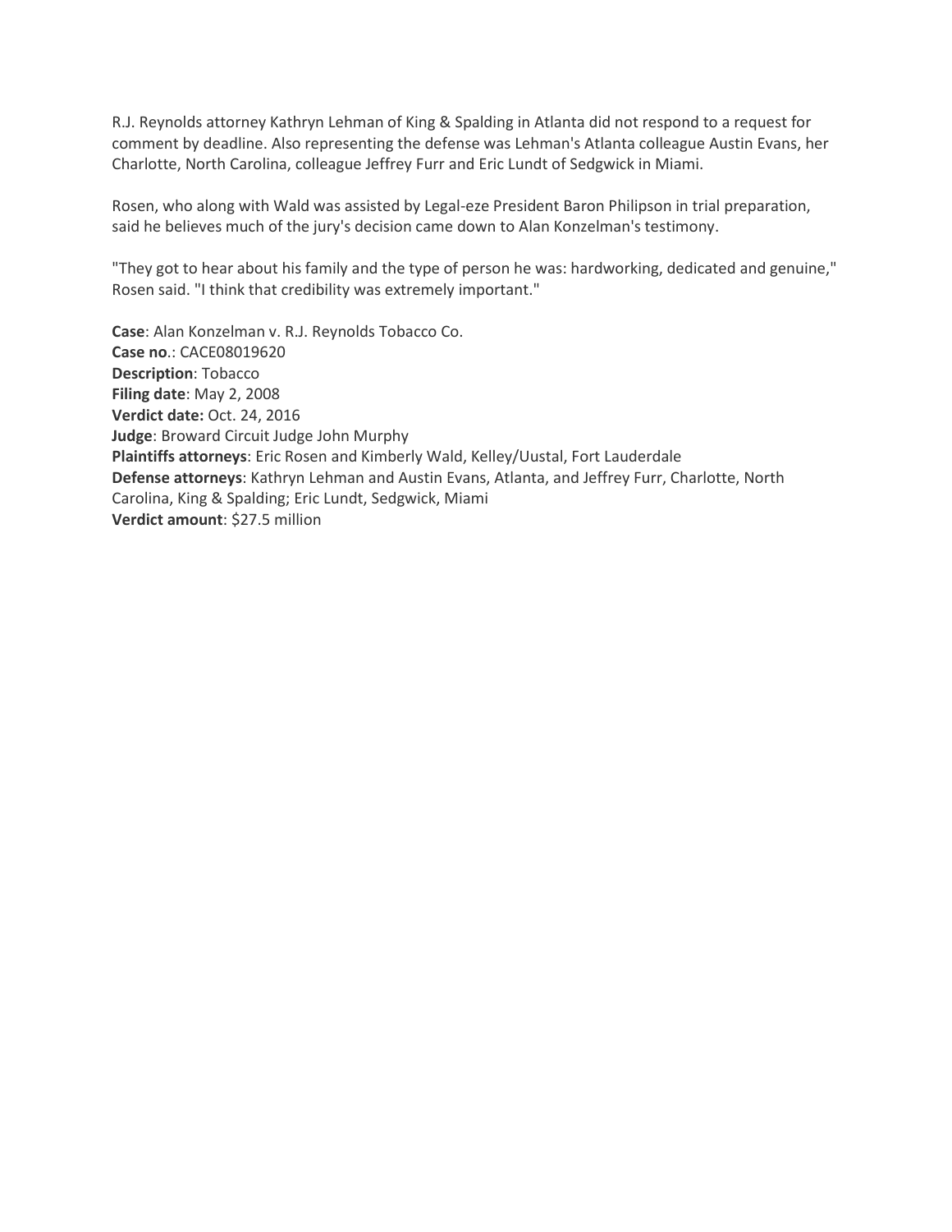R.J. Reynolds attorney Kathryn Lehman of King & Spalding in Atlanta did not respond to a request for comment by deadline. Also representing the defense was Lehman's Atlanta colleague Austin Evans, her Charlotte, North Carolina, colleague Jeffrey Furr and Eric Lundt of Sedgwick in Miami.

Rosen, who along with Wald was assisted by Legal-eze President Baron Philipson in trial preparation, said he believes much of the jury's decision came down to Alan Konzelman's testimony.

"They got to hear about his family and the type of person he was: hardworking, dedicated and genuine," Rosen said. "I think that credibility was extremely important."

**Case**: Alan Konzelman v. R.J. Reynolds Tobacco Co.
**Case no**.: CACE08019620
**Description**: Tobacco
**Filing date**: May 2, 2008
**Verdict date:** Oct. 24, 2016
**Judge**: Broward Circuit Judge John Murphy
**Plaintiffs attorneys**: Eric Rosen and Kimberly Wald, Kelley/Uustal, Fort Lauderdale
**Defense attorneys**: Kathryn Lehman and Austin Evans, Atlanta, and Jeffrey Furr, Charlotte, North Carolina, King & Spalding; Eric Lundt, Sedgwick, Miami
**Verdict amount**: $27.5 million